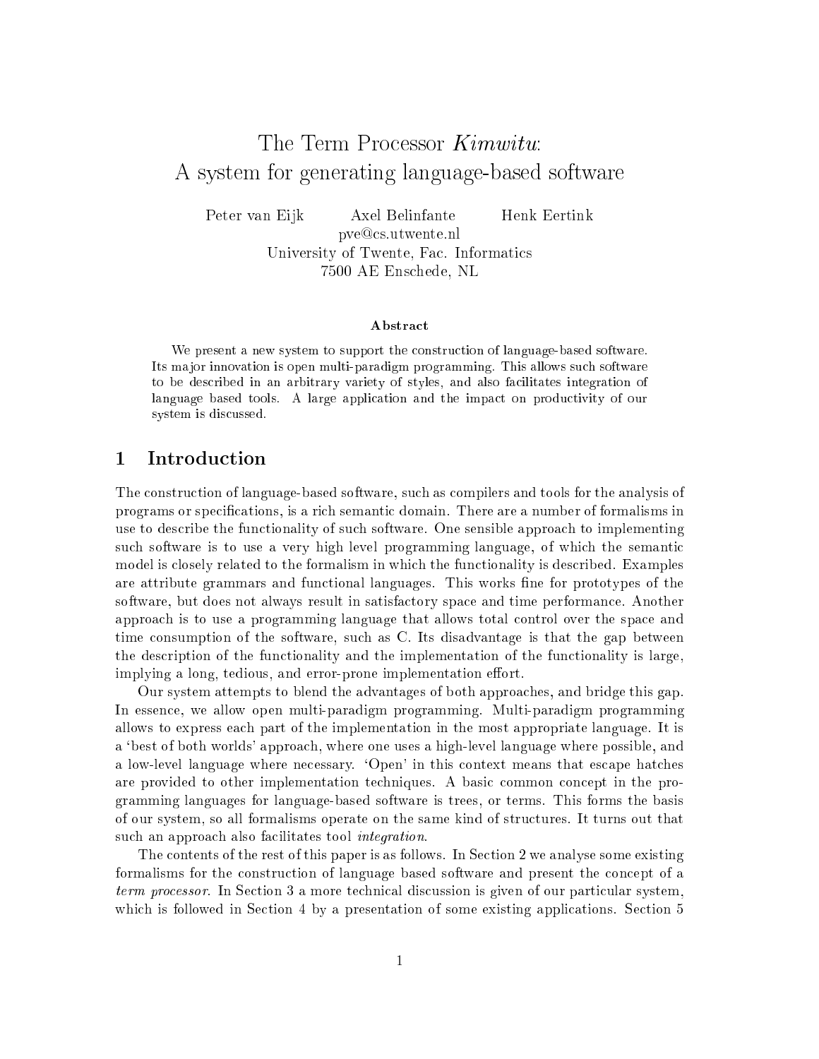# The Term Processor *Kimwitu*: A system for generating language-based software

Peter van Eijk   Axel Belinfante   Henk Eertink
pve@cs.utwente.nl
University of Twente, Fac. Informatics
7500 AE Enschede, NL

**Abstract**

We present a new system to support the construction of language-based software. Its major innovation is open multi-paradigm programming. This allows such software to be described in an arbitrary variety of styles, and also facilitates integration of language based tools. A large application and the impact on productivity of our system is discussed.

## 1 Introduction

The construction of language-based software, such as compilers and tools for the analysis of programs or specifications, is a rich semantic domain. There are a number of formalisms in use to describe the functionality of such software. One sensible approach to implementing such software is to use a very high level programming language, of which the semantic model is closely related to the formalism in which the functionality is described. Examples are attribute grammars and functional languages. This works fine for prototypes of the software, but does not always result in satisfactory space and time performance. Another approach is to use a programming language that allows total control over the space and time consumption of the software, such as C. Its disadvantage is that the gap between the description of the functionality and the implementation of the functionality is large, implying a long, tedious, and error-prone implementation effort.

Our system attempts to blend the advantages of both approaches, and bridge this gap. In essence, we allow open multi-paradigm programming. Multi-paradigm programming allows to express each part of the implementation in the most appropriate language. It is a 'best of both worlds' approach, where one uses a high-level language where possible, and a low-level language where necessary. 'Open' in this context means that escape hatches are provided to other implementation techniques. A basic common concept in the programming languages for language-based software is trees, or terms. This forms the basis of our system, so all formalisms operate on the same kind of structures. It turns out that such an approach also facilitates tool *integration*.

The contents of the rest of this paper is as follows. In Section 2 we analyse some existing formalisms for the construction of language based software and present the concept of a *term processor*. In Section 3 a more technical discussion is given of our particular system, which is followed in Section 4 by a presentation of some existing applications. Section 5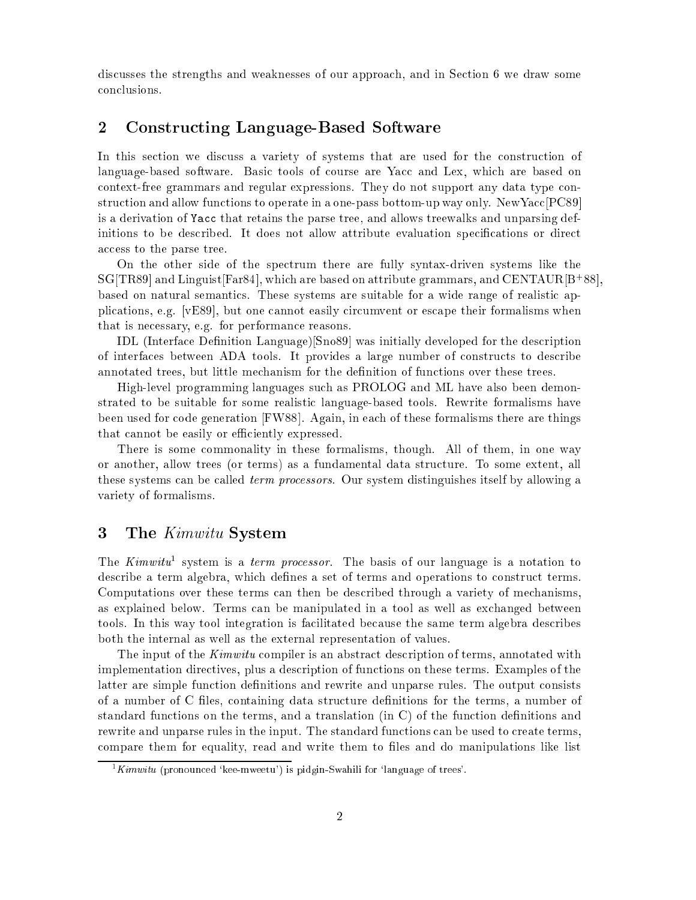discusses the strengths and weaknesses of our approach, and in Section 6 we draw some conclusions.

## 2 Constructing Language-Based Software

In this section we discuss a variety of systems that are used for the construction of language-based software. Basic tools of course are Yacc and Lex, which are based on context-free grammars and regular expressions. They do not support any data type construction and allow functions to operate in a one-pass bottom-up way only. NewYacc[PC89] is a derivation of `Yacc` that retains the parse tree, and allows treewalks and unparsing definitions to be described. It does not allow attribute evaluation specifications or direct access to the parse tree.

On the other side of the spectrum there are fully syntax-driven systems like the SG[TR89] and Linguist[Far84], which are based on attribute grammars, and CENTAUR[B+88], based on natural semantics. These systems are suitable for a wide range of realistic applications, e.g. [vE89], but one cannot easily circumvent or escape their formalisms when that is necessary, e.g. for performance reasons.

IDL (Interface Definition Language)[Sno89] was initially developed for the description of interfaces between ADA tools. It provides a large number of constructs to describe annotated trees, but little mechanism for the definition of functions over these trees.

High-level programming languages such as PROLOG and ML have also been demonstrated to be suitable for some realistic language-based tools. Rewrite formalisms have been used for code generation [FW88]. Again, in each of these formalisms there are things that cannot be easily or efficiently expressed.

There is some commonality in these formalisms, though. All of them, in one way or another, allow trees (or terms) as a fundamental data structure. To some extent, all these systems can be called *term processors*. Our system distinguishes itself by allowing a variety of formalisms.

## 3 The *Kimwitu* System

The *Kimwitu*[1] system is a *term processor*. The basis of our language is a notation to describe a term algebra, which defines a set of terms and operations to construct terms. Computations over these terms can then be described through a variety of mechanisms, as explained below. Terms can be manipulated in a tool as well as exchanged between tools. In this way tool integration is facilitated because the same term algebra describes both the internal as well as the external representation of values.

The input of the *Kimwitu* compiler is an abstract description of terms, annotated with implementation directives, plus a description of functions on these terms. Examples of the latter are simple function definitions and rewrite and unparse rules. The output consists of a number of C files, containing data structure definitions for the terms, a number of standard functions on the terms, and a translation (in C) of the function definitions and rewrite and unparse rules in the input. The standard functions can be used to create terms, compare them for equality, read and write them to files and do manipulations like list

[1] *Kimwitu* (pronounced 'kee-mweetu') is pidgin-Swahili for 'language of trees'.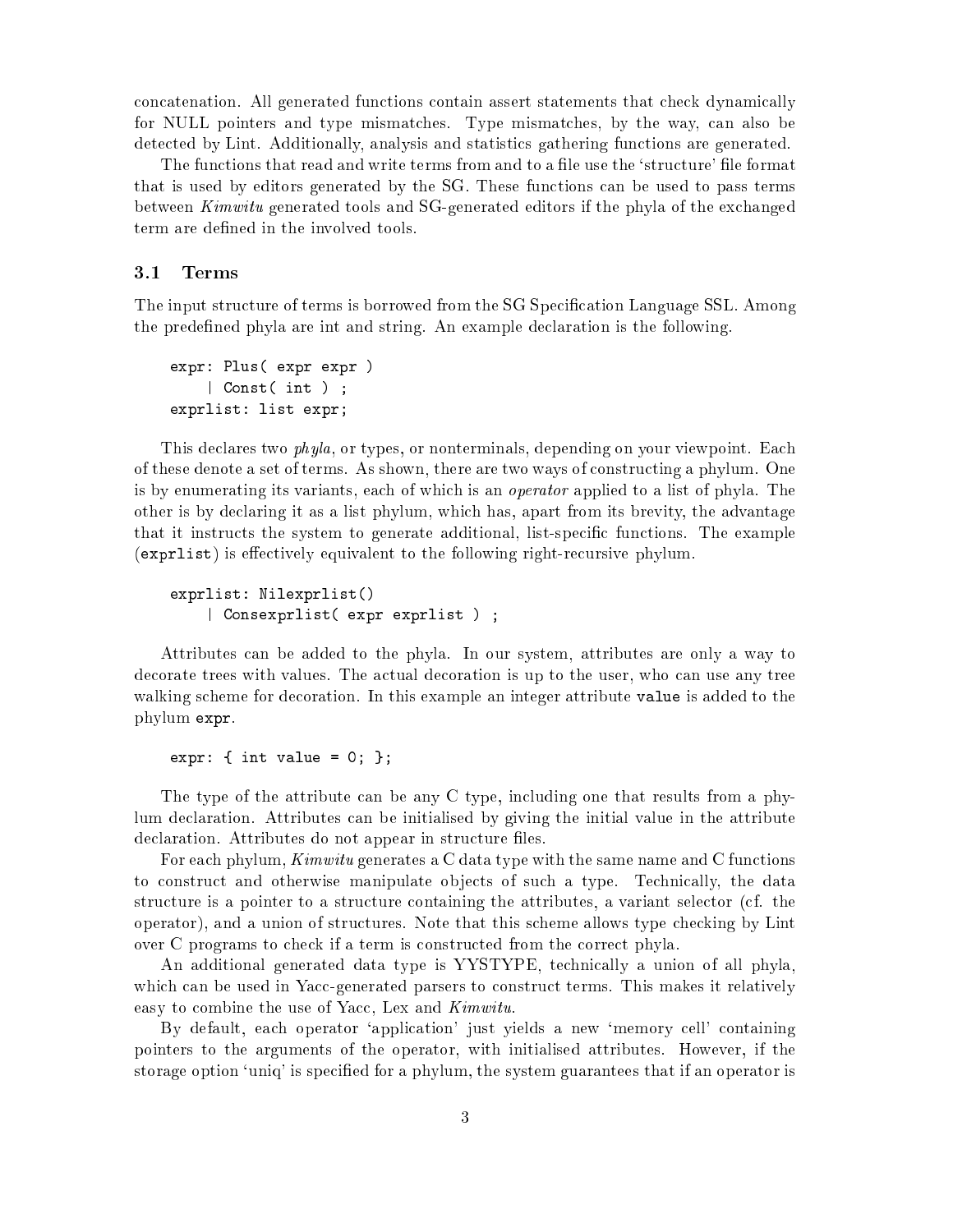concatenation. All generated functions contain assert statements that check dynamically for NULL pointers and type mismatches. Type mismatches, by the way, can also be detected by Lint. Additionally, analysis and statistics gathering functions are generated.

The functions that read and write terms from and to a file use the 'structure' file format that is used by editors generated by the SG. These functions can be used to pass terms between *Kimwitu* generated tools and SG-generated editors if the phyla of the exchanged term are defined in the involved tools.

### 3.1 Terms

The input structure of terms is borrowed from the SG Specification Language SSL. Among the predefined phyla are int and string. An example declaration is the following.

```
expr: Plus( expr expr )
    | Const( int ) ;
exprlist: list expr;
```

This declares two *phyla*, or types, or nonterminals, depending on your viewpoint. Each of these denote a set of terms. As shown, there are two ways of constructing a phylum. One is by enumerating its variants, each of which is an *operator* applied to a list of phyla. The other is by declaring it as a list phylum, which has, apart from its brevity, the advantage that it instructs the system to generate additional, list-specific functions. The example (`exprlist`) is effectively equivalent to the following right-recursive phylum.

```
exprlist: Nilexprlist()
    | Consexprlist( expr exprlist ) ;
```

Attributes can be added to the phyla. In our system, attributes are only a way to decorate trees with values. The actual decoration is up to the user, who can use any tree walking scheme for decoration. In this example an integer attribute `value` is added to the phylum `expr`.

```
expr: { int value = 0; };
```

The type of the attribute can be any C type, including one that results from a phylum declaration. Attributes can be initialised by giving the initial value in the attribute declaration. Attributes do not appear in structure files.

For each phylum, *Kimwitu* generates a C data type with the same name and C functions to construct and otherwise manipulate objects of such a type. Technically, the data structure is a pointer to a structure containing the attributes, a variant selector (cf. the operator), and a union of structures. Note that this scheme allows type checking by Lint over C programs to check if a term is constructed from the correct phyla.

An additional generated data type is YYSTYPE, technically a union of all phyla, which can be used in Yacc-generated parsers to construct terms. This makes it relatively easy to combine the use of Yacc, Lex and *Kimwitu*.

By default, each operator 'application' just yields a new 'memory cell' containing pointers to the arguments of the operator, with initialised attributes. However, if the storage option 'uniq' is specified for a phylum, the system guarantees that if an operator is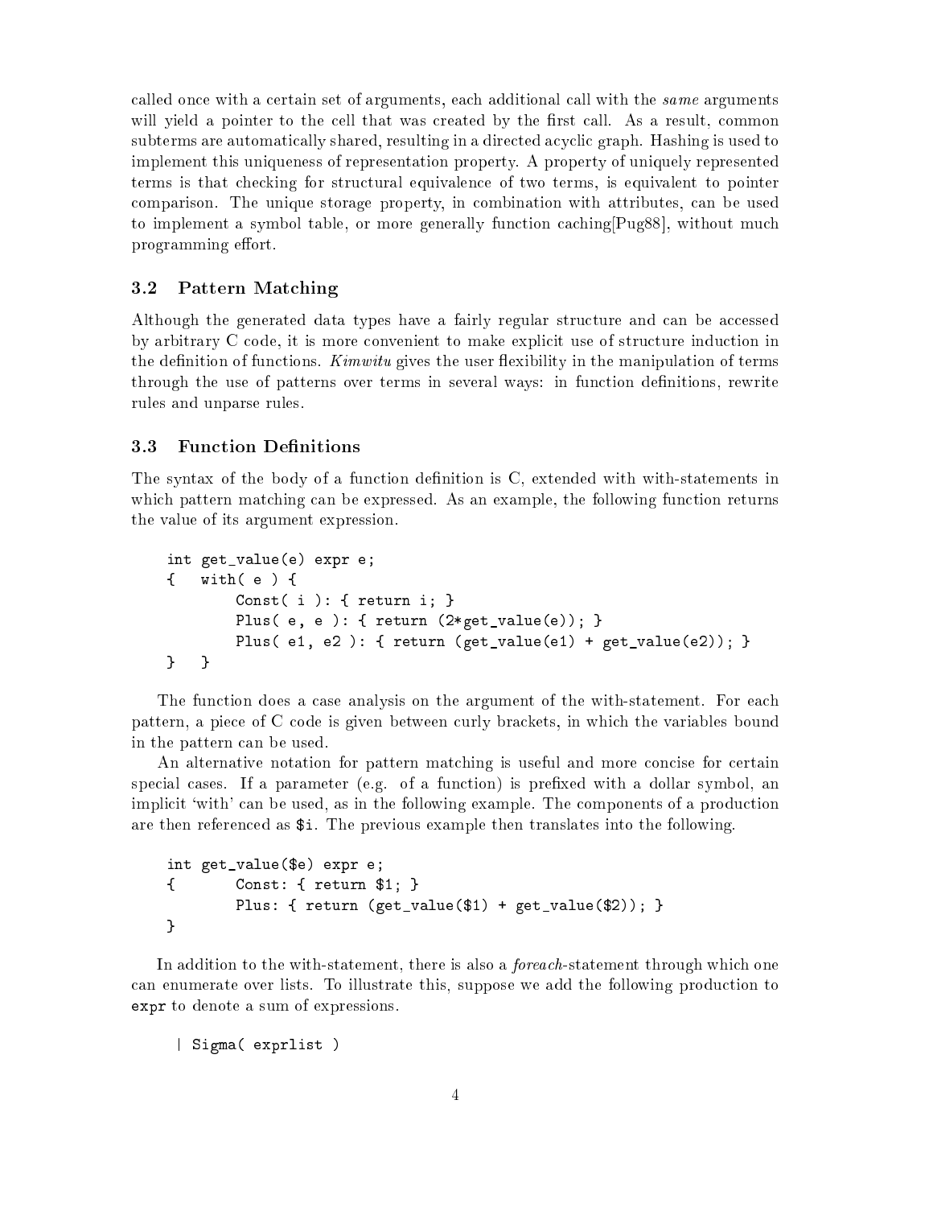called once with a certain set of arguments, each additional call with the *same* arguments will yield a pointer to the cell that was created by the first call. As a result, common subterms are automatically shared, resulting in a directed acyclic graph. Hashing is used to implement this uniqueness of representation property. A property of uniquely represented terms is that checking for structural equivalence of two terms, is equivalent to pointer comparison. The unique storage property, in combination with attributes, can be used to implement a symbol table, or more generally function caching[Pug88], without much programming effort.

### 3.2 Pattern Matching

Although the generated data types have a fairly regular structure and can be accessed by arbitrary C code, it is more convenient to make explicit use of structure induction in the definition of functions. *Kimwitu* gives the user flexibility in the manipulation of terms through the use of patterns over terms in several ways: in function definitions, rewrite rules and unparse rules.

### 3.3 Function Definitions

The syntax of the body of a function definition is C, extended with with-statements in which pattern matching can be expressed. As an example, the following function returns the value of its argument expression.

```
int get_value(e) expr e;
{   with( e ) {
        Const( i ): { return i; }
        Plus( e, e ): { return (2*get_value(e)); }
        Plus( e1, e2 ): { return (get_value(e1) + get_value(e2)); }
}   }
```

The function does a case analysis on the argument of the with-statement. For each pattern, a piece of C code is given between curly brackets, in which the variables bound in the pattern can be used.

An alternative notation for pattern matching is useful and more concise for certain special cases. If a parameter (e.g. of a function) is prefixed with a dollar symbol, an implicit 'with' can be used, as in the following example. The components of a production are then referenced as `$i`. The previous example then translates into the following.

```
int get_value($e) expr e;
{       Const: { return $1; }
        Plus: { return (get_value($1) + get_value($2)); }
}
```

In addition to the with-statement, there is also a *foreach*-statement through which one can enumerate over lists. To illustrate this, suppose we add the following production to `expr` to denote a sum of expressions.

```
 | Sigma( exprlist )
```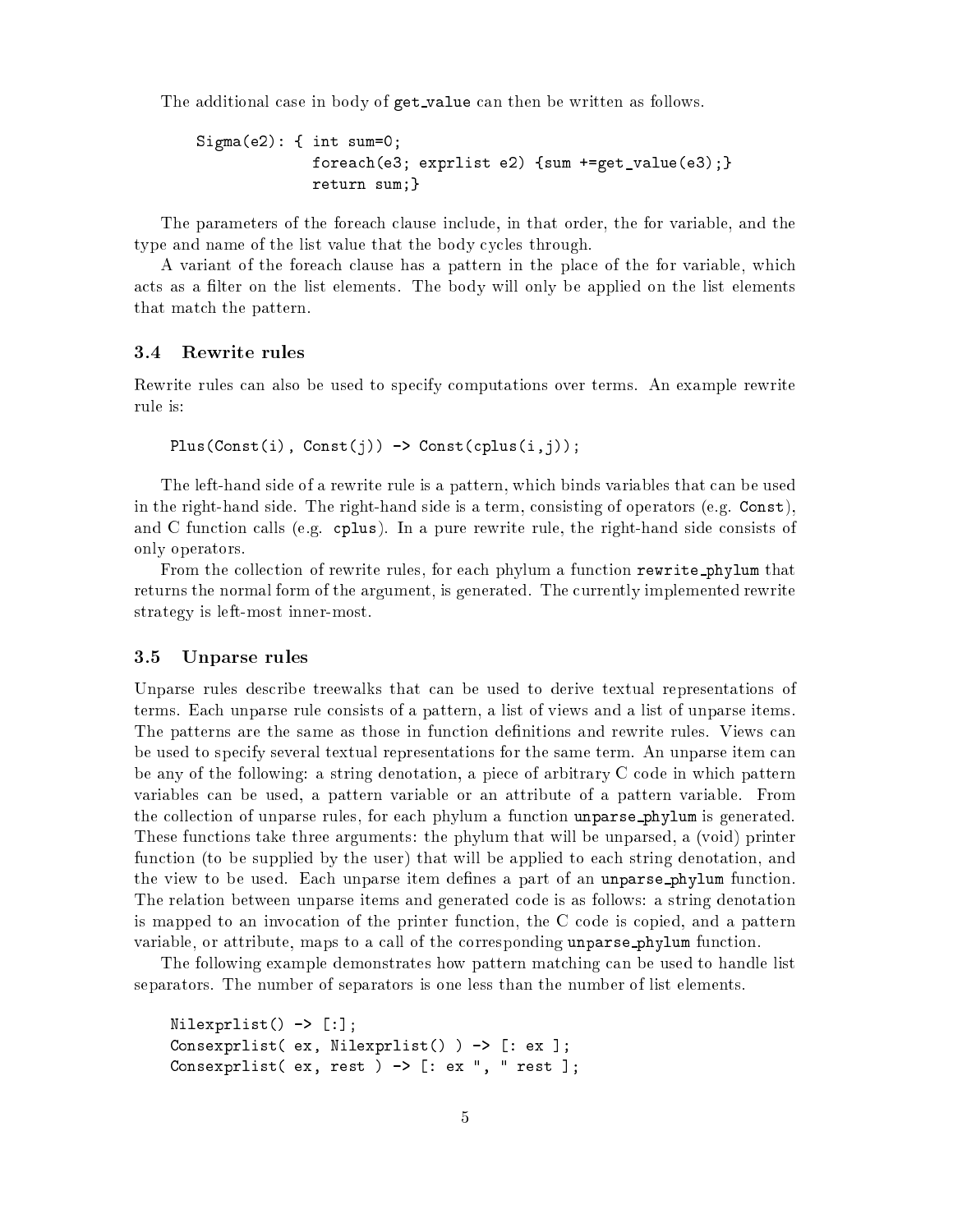The additional case in body of get_value can then be written as follows.

```
Sigma(e2): { int sum=0;
             foreach(e3; exprlist e2) {sum +=get_value(e3);}
             return sum;}
```

The parameters of the foreach clause include, in that order, the for variable, and the type and name of the list value that the body cycles through.

A variant of the foreach clause has a pattern in the place of the for variable, which acts as a filter on the list elements. The body will only be applied on the list elements that match the pattern.

### 3.4 Rewrite rules

Rewrite rules can also be used to specify computations over terms. An example rewrite rule is:

```
Plus(Const(i), Const(j)) -> Const(cplus(i,j));
```

The left-hand side of a rewrite rule is a pattern, which binds variables that can be used in the right-hand side. The right-hand side is a term, consisting of operators (e.g. Const), and C function calls (e.g. cplus). In a pure rewrite rule, the right-hand side consists of only operators.

From the collection of rewrite rules, for each phylum a function rewrite_phylum that returns the normal form of the argument, is generated. The currently implemented rewrite strategy is left-most inner-most.

### 3.5 Unparse rules

Unparse rules describe treewalks that can be used to derive textual representations of terms. Each unparse rule consists of a pattern, a list of views and a list of unparse items. The patterns are the same as those in function definitions and rewrite rules. Views can be used to specify several textual representations for the same term. An unparse item can be any of the following: a string denotation, a piece of arbitrary C code in which pattern variables can be used, a pattern variable or an attribute of a pattern variable. From the collection of unparse rules, for each phylum a function unparse_phylum is generated. These functions take three arguments: the phylum that will be unparsed, a (void) printer function (to be supplied by the user) that will be applied to each string denotation, and the view to be used. Each unparse item defines a part of an unparse_phylum function. The relation between unparse items and generated code is as follows: a string denotation is mapped to an invocation of the printer function, the C code is copied, and a pattern variable, or attribute, maps to a call of the corresponding unparse_phylum function.

The following example demonstrates how pattern matching can be used to handle list separators. The number of separators is one less than the number of list elements.

```
Nilexprlist() -> [:];
Consexprlist( ex, Nilexprlist() ) -> [: ex ];
Consexprlist( ex, rest ) -> [: ex ", " rest ];
```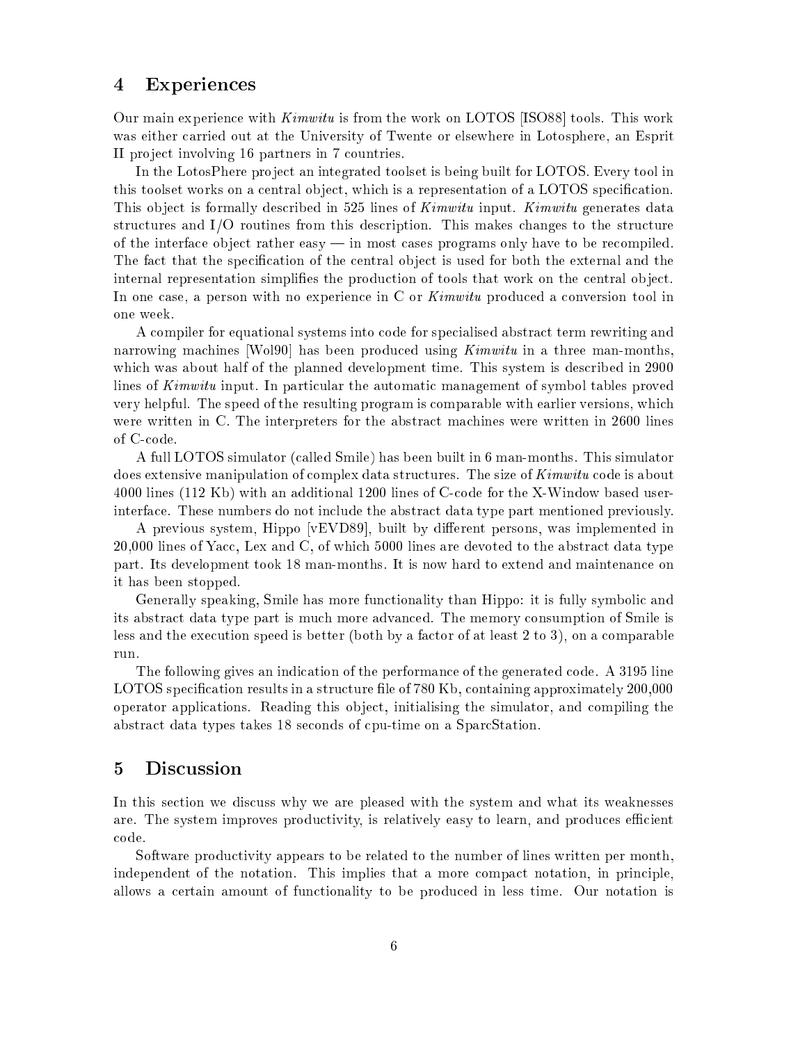## 4 Experiences

Our main experience with *Kimwitu* is from the work on LOTOS [ISO88] tools. This work was either carried out at the University of Twente or elsewhere in Lotosphere, an Esprit II project involving 16 partners in 7 countries.

In the LotosPhere project an integrated toolset is being built for LOTOS. Every tool in this toolset works on a central object, which is a representation of a LOTOS specification. This object is formally described in 525 lines of *Kimwitu* input. *Kimwitu* generates data structures and I/O routines from this description. This makes changes to the structure of the interface object rather easy — in most cases programs only have to be recompiled. The fact that the specification of the central object is used for both the external and the internal representation simplifies the production of tools that work on the central object. In one case, a person with no experience in C or *Kimwitu* produced a conversion tool in one week.

A compiler for equational systems into code for specialised abstract term rewriting and narrowing machines [Wol90] has been produced using *Kimwitu* in a three man-months, which was about half of the planned development time. This system is described in 2900 lines of *Kimwitu* input. In particular the automatic management of symbol tables proved very helpful. The speed of the resulting program is comparable with earlier versions, which were written in C. The interpreters for the abstract machines were written in 2600 lines of C-code.

A full LOTOS simulator (called Smile) has been built in 6 man-months. This simulator does extensive manipulation of complex data structures. The size of *Kimwitu* code is about 4000 lines (112 Kb) with an additional 1200 lines of C-code for the X-Window based user-interface. These numbers do not include the abstract data type part mentioned previously.

A previous system, Hippo [vEVD89], built by different persons, was implemented in 20,000 lines of Yacc, Lex and C, of which 5000 lines are devoted to the abstract data type part. Its development took 18 man-months. It is now hard to extend and maintenance on it has been stopped.

Generally speaking, Smile has more functionality than Hippo: it is fully symbolic and its abstract data type part is much more advanced. The memory consumption of Smile is less and the execution speed is better (both by a factor of at least 2 to 3), on a comparable run.

The following gives an indication of the performance of the generated code. A 3195 line LOTOS specification results in a structure file of 780 Kb, containing approximately 200,000 operator applications. Reading this object, initialising the simulator, and compiling the abstract data types takes 18 seconds of cpu-time on a SparcStation.

## 5 Discussion

In this section we discuss why we are pleased with the system and what its weaknesses are. The system improves productivity, is relatively easy to learn, and produces efficient code.

Software productivity appears to be related to the number of lines written per month, independent of the notation. This implies that a more compact notation, in principle, allows a certain amount of functionality to be produced in less time. Our notation is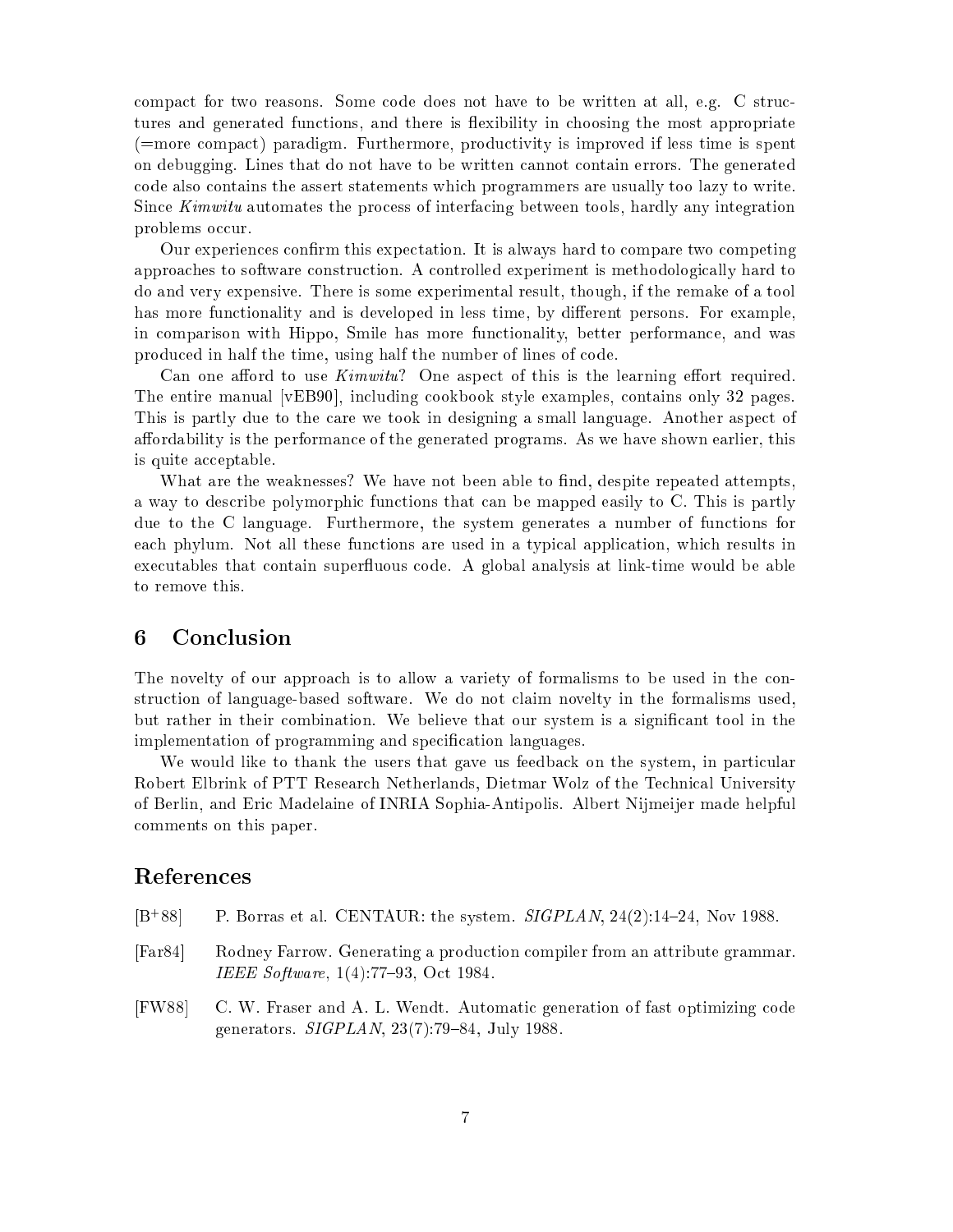compact for two reasons. Some code does not have to be written at all, e.g. C structures and generated functions, and there is flexibility in choosing the most appropriate (=more compact) paradigm. Furthermore, productivity is improved if less time is spent on debugging. Lines that do not have to be written cannot contain errors. The generated code also contains the assert statements which programmers are usually too lazy to write. Since *Kimwitu* automates the process of interfacing between tools, hardly any integration problems occur.

Our experiences confirm this expectation. It is always hard to compare two competing approaches to software construction. A controlled experiment is methodologically hard to do and very expensive. There is some experimental result, though, if the remake of a tool has more functionality and is developed in less time, by different persons. For example, in comparison with Hippo, Smile has more functionality, better performance, and was produced in half the time, using half the number of lines of code.

Can one afford to use *Kimwitu*? One aspect of this is the learning effort required. The entire manual [vEB90], including cookbook style examples, contains only 32 pages. This is partly due to the care we took in designing a small language. Another aspect of affordability is the performance of the generated programs. As we have shown earlier, this is quite acceptable.

What are the weaknesses? We have not been able to find, despite repeated attempts, a way to describe polymorphic functions that can be mapped easily to C. This is partly due to the C language. Furthermore, the system generates a number of functions for each phylum. Not all these functions are used in a typical application, which results in executables that contain superfluous code. A global analysis at link-time would be able to remove this.

## 6 Conclusion

The novelty of our approach is to allow a variety of formalisms to be used in the construction of language-based software. We do not claim novelty in the formalisms used, but rather in their combination. We believe that our system is a significant tool in the implementation of programming and specification languages.

We would like to thank the users that gave us feedback on the system, in particular Robert Elbrink of PTT Research Netherlands, Dietmar Wolz of the Technical University of Berlin, and Eric Madelaine of INRIA Sophia-Antipolis. Albert Nijmeijer made helpful comments on this paper.

## References

[B+88] P. Borras et al. CENTAUR: the system. *SIGPLAN*, 24(2):14–24, Nov 1988.

[Far84] Rodney Farrow. Generating a production compiler from an attribute grammar. *IEEE Software*, 1(4):77–93, Oct 1984.

[FW88] C. W. Fraser and A. L. Wendt. Automatic generation of fast optimizing code generators. *SIGPLAN*, 23(7):79–84, July 1988.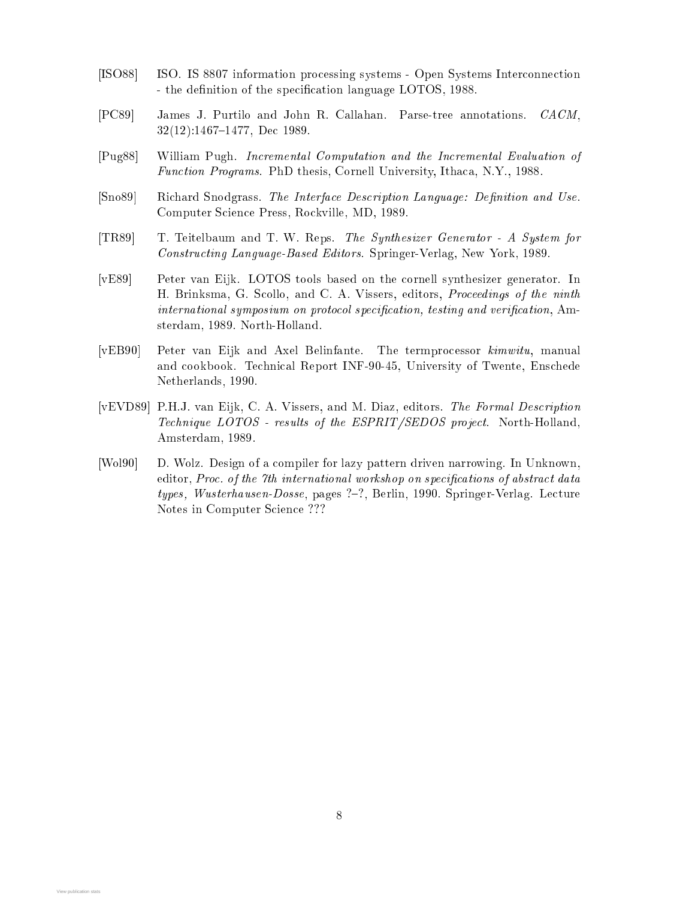[ISO88] ISO. IS 8807 information processing systems - Open Systems Interconnection - the definition of the specification language LOTOS, 1988.

[PC89] James J. Purtilo and John R. Callahan. Parse-tree annotations. *CACM*, 32(12):1467–1477, Dec 1989.

[Pug88] William Pugh. *Incremental Computation and the Incremental Evaluation of Function Programs*. PhD thesis, Cornell University, Ithaca, N.Y., 1988.

[Sno89] Richard Snodgrass. *The Interface Description Language: Definition and Use*. Computer Science Press, Rockville, MD, 1989.

[TR89] T. Teitelbaum and T. W. Reps. *The Synthesizer Generator - A System for Constructing Language-Based Editors*. Springer-Verlag, New York, 1989.

[vE89] Peter van Eijk. LOTOS tools based on the cornell synthesizer generator. In H. Brinksma, G. Scollo, and C. A. Vissers, editors, *Proceedings of the ninth international symposium on protocol specification, testing and verification*, Amsterdam, 1989. North-Holland.

[vEB90] Peter van Eijk and Axel Belinfante. The termprocessor *kimwitu*, manual and cookbook. Technical Report INF-90-45, University of Twente, Enschede Netherlands, 1990.

[vEVD89] P.H.J. van Eijk, C. A. Vissers, and M. Diaz, editors. *The Formal Description Technique LOTOS - results of the ESPRIT/SEDOS project*. North-Holland, Amsterdam, 1989.

[Wol90] D. Wolz. Design of a compiler for lazy pattern driven narrowing. In Unknown, editor, *Proc. of the 7th international workshop on specifications of abstract data types, Wusterhausen-Dosse*, pages ?–?, Berlin, 1990. Springer-Verlag. Lecture Notes in Computer Science ???